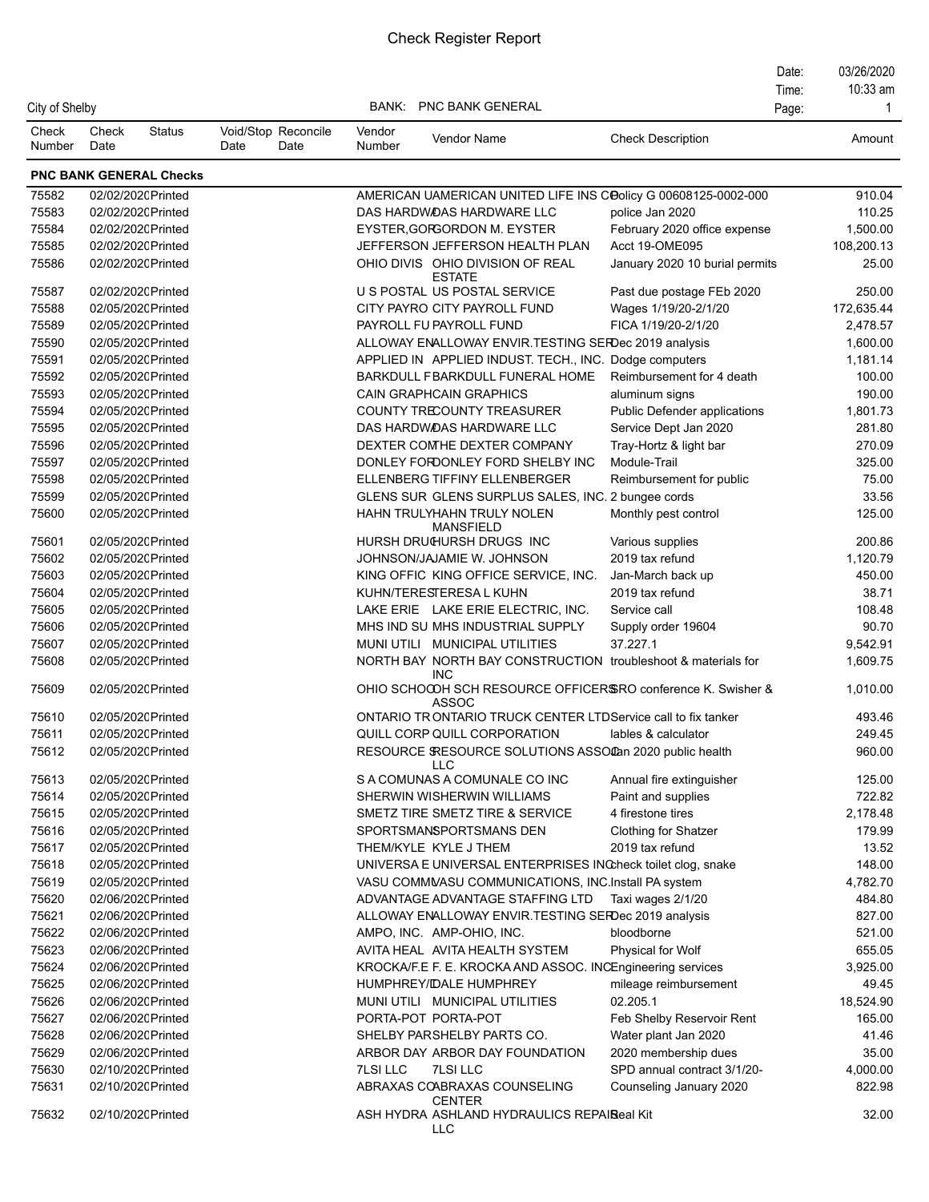# Check Register Report

City of Shelby

BANK: PNC BANK GENERAL

Date: 03/26/2020
Time: 10:33 am

| Check Number | Check Date | Status | Void/Stop Date | Reconcile Date | Vendor Number | Vendor Name | Check Description | Amount |
|---|---|---|---|---|---|---|---|---|
| **PNC BANK GENERAL Checks** | | | | | | | | |
| 75582 | 02/02/2020 | Printed | | | AMERICAN U | AMERICAN UNITED LIFE INS CO | Policy G 00608125-0002-000 | 910.04 |
| 75583 | 02/02/2020 | Printed | | | DAS HARDW | DAS HARDWARE LLC | police Jan 2020 | 110.25 |
| 75584 | 02/02/2020 | Printed | | | EYSTER,GOR | GORDON M. EYSTER | February 2020 office expense | 1,500.00 |
| 75585 | 02/02/2020 | Printed | | | JEFFERSON | JEFFERSON HEALTH PLAN | Acct 19-OME095 | 108,200.13 |
| 75586 | 02/02/2020 | Printed | | | OHIO DIVIS | OHIO DIVISION OF REAL ESTATE | January 2020 10 burial permits | 25.00 |
| 75587 | 02/02/2020 | Printed | | | U S POSTAL | US POSTAL SERVICE | Past due postage FEb 2020 | 250.00 |
| 75588 | 02/05/2020 | Printed | | | CITY PAYRO | CITY PAYROLL FUND | Wages 1/19/20-2/1/20 | 172,635.44 |
| 75589 | 02/05/2020 | Printed | | | PAYROLL FU | PAYROLL FUND | FICA 1/19/20-2/1/20 | 2,478.57 |
| 75590 | 02/05/2020 | Printed | | | ALLOWAY EN | ALLOWAY ENVIR.TESTING SER | Dec 2019 analysis | 1,600.00 |
| 75591 | 02/05/2020 | Printed | | | APPLIED IN | APPLIED INDUST. TECH., INC. | Dodge computers | 1,181.14 |
| 75592 | 02/05/2020 | Printed | | | BARKDULL F | BARKDULL FUNERAL HOME | Reimbursement for 4 death | 100.00 |
| 75593 | 02/05/2020 | Printed | | | CAIN GRAPH | CAIN GRAPHICS | aluminum signs | 190.00 |
| 75594 | 02/05/2020 | Printed | | | COUNTY TRE | COUNTY TREASURER | Public Defender applications | 1,801.73 |
| 75595 | 02/05/2020 | Printed | | | DAS HARDW | DAS HARDWARE LLC | Service Dept Jan 2020 | 281.80 |
| 75596 | 02/05/2020 | Printed | | | DEXTER COM | THE DEXTER COMPANY | Tray-Hortz & light bar | 270.09 |
| 75597 | 02/05/2020 | Printed | | | DONLEY FOR | DONLEY FORD SHELBY INC | Module-Trail | 325.00 |
| 75598 | 02/05/2020 | Printed | | | ELLENBERG | TIFFINY ELLENBERGER | Reimbursement for public | 75.00 |
| 75599 | 02/05/2020 | Printed | | | GLENS SUR | GLENS SURPLUS SALES, INC. | 2 bungee cords | 33.56 |
| 75600 | 02/05/2020 | Printed | | | HAHN TRULY | HAHN TRULY NOLEN MANSFIELD | Monthly pest control | 125.00 |
| 75601 | 02/05/2020 | Printed | | | HURSH DRUG | HURSH DRUGS INC | Various supplies | 200.86 |
| 75602 | 02/05/2020 | Printed | | | JOHNSON/JA | JAMIE W. JOHNSON | 2019 tax refund | 1,120.79 |
| 75603 | 02/05/2020 | Printed | | | KING OFFIC | KING OFFICE SERVICE, INC. | Jan-March back up | 450.00 |
| 75604 | 02/05/2020 | Printed | | | KUHN/TERES | TERESA L KUHN | 2019 tax refund | 38.71 |
| 75605 | 02/05/2020 | Printed | | | LAKE ERIE | LAKE ERIE ELECTRIC, INC. | Service call | 108.48 |
| 75606 | 02/05/2020 | Printed | | | MHS IND SU | MHS INDUSTRIAL SUPPLY | Supply order 19604 | 90.70 |
| 75607 | 02/05/2020 | Printed | | | MUNI UTILI | MUNICIPAL UTILITIES | 37.227.1 | 9,542.91 |
| 75608 | 02/05/2020 | Printed | | | NORTH BAY | NORTH BAY CONSTRUCTION INC | troubleshoot & materials for | 1,609.75 |
| 75609 | 02/05/2020 | Printed | | | OHIO SCHO | OH SCH RESOURCE OFFICERS ASSOC | SRO conference K. Swisher & | 1,010.00 |
| 75610 | 02/05/2020 | Printed | | | ONTARIO TR | ONTARIO TRUCK CENTER LTD | Service call to fix tanker | 493.46 |
| 75611 | 02/05/2020 | Printed | | | QUILL CORP | QUILL CORPORATION | lables & calculator | 249.45 |
| 75612 | 02/05/2020 | Printed | | | RESOURCE S | RESOURCE SOLUTIONS ASSOC LLC | Jan 2020 public health | 960.00 |
| 75613 | 02/05/2020 | Printed | | | S A COMUNA | S A COMUNALE CO INC | Annual fire extinguisher | 125.00 |
| 75614 | 02/05/2020 | Printed | | | SHERWIN WI | SHERWIN WILLIAMS | Paint and supplies | 722.82 |
| 75615 | 02/05/2020 | Printed | | | SMETZ TIRE | SMETZ TIRE & SERVICE | 4 firestone tires | 2,178.48 |
| 75616 | 02/05/2020 | Printed | | | SPORTSMAN | SPORTSMANS DEN | Clothing for Shatzer | 179.99 |
| 75617 | 02/05/2020 | Printed | | | THEM/KYLE | KYLE J THEM | 2019 tax refund | 13.52 |
| 75618 | 02/05/2020 | Printed | | | UNIVERSA E | UNIVERSAL ENTERPRISES INC | check toilet clog, snake | 148.00 |
| 75619 | 02/05/2020 | Printed | | | VASU COMM | VASU COMMUNICATIONS, INC. | Install PA system | 4,782.70 |
| 75620 | 02/06/2020 | Printed | | | ADVANTAGE | ADVANTAGE STAFFING LTD | Taxi wages 2/1/20 | 484.80 |
| 75621 | 02/06/2020 | Printed | | | ALLOWAY EN | ALLOWAY ENVIR.TESTING SER | Dec 2019 analysis | 827.00 |
| 75622 | 02/06/2020 | Printed | | | AMPO, INC. | AMP-OHIO, INC. | bloodborne | 521.00 |
| 75623 | 02/06/2020 | Printed | | | AVITA HEAL | AVITA HEALTH SYSTEM | Physical for Wolf | 655.05 |
| 75624 | 02/06/2020 | Printed | | | KROCKA/F.E | F. E. KROCKA AND ASSOC. INC | Engineering services | 3,925.00 |
| 75625 | 02/06/2020 | Printed | | | HUMPHREY/D | DALE HUMPHREY | mileage reimbursement | 49.45 |
| 75626 | 02/06/2020 | Printed | | | MUNI UTILI | MUNICIPAL UTILITIES | 02.205.1 | 18,524.90 |
| 75627 | 02/06/2020 | Printed | | | PORTA-POT | PORTA-POT | Feb Shelby Reservoir Rent | 165.00 |
| 75628 | 02/06/2020 | Printed | | | SHELBY PAR | SHELBY PARTS CO. | Water plant Jan 2020 | 41.46 |
| 75629 | 02/06/2020 | Printed | | | ARBOR DAY | ARBOR DAY FOUNDATION | 2020 membership dues | 35.00 |
| 75630 | 02/10/2020 | Printed | | | 7LSI LLC | 7LSI LLC | SPD annual contract 3/1/20- | 4,000.00 |
| 75631 | 02/10/2020 | Printed | | | ABRAXAS CO | ABRAXAS COUNSELING CENTER | Counseling January 2020 | 822.98 |
| 75632 | 02/10/2020 | Printed | | | ASH HYDRA | ASHLAND HYDRAULICS REPAIR LLC | Seal Kit | 32.00 |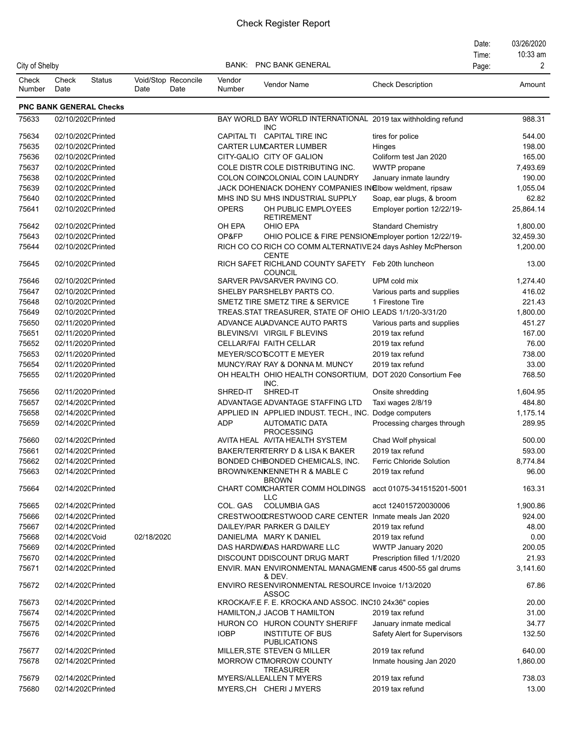# Check Register Report

City of Shelby

BANK: PNC BANK GENERAL

Date: 03/26/2020
Time: 10:33 am

| Check Number | Check Date | Status | Void/Stop Date | Reconcile Date | Vendor Number | Vendor Name | Check Description | Amount |
|---|---|---|---|---|---|---|---|---|
| **PNC BANK GENERAL Checks** | | | | | | | | |
| 75633 | 02/10/2020 | Printed | | | BAY WORLD | BAY WORLD INTERNATIONAL INC | 2019 tax withholding refund | 988.31 |
| 75634 | 02/10/2020 | Printed | | | CAPITAL TI | CAPITAL TIRE INC | tires for police | 544.00 |
| 75635 | 02/10/2020 | Printed | | | CARTER LUM | CARTER LUMBER | Hinges | 198.00 |
| 75636 | 02/10/2020 | Printed | | | CITY-GALIO | CITY OF GALION | Coliform test Jan 2020 | 165.00 |
| 75637 | 02/10/2020 | Printed | | | COLE DISTR | COLE DISTRIBUTING INC. | WWTP propane | 7,493.69 |
| 75638 | 02/10/2020 | Printed | | | COLON COIN | COLONIAL COIN LAUNDRY | January inmate laundry | 190.00 |
| 75639 | 02/10/2020 | Printed | | | JACK DOHEN | JACK DOHENY COMPANIES INC | Elbow weldment, ripsaw | 1,055.04 |
| 75640 | 02/10/2020 | Printed | | | MHS IND SU | MHS INDUSTRIAL SUPPLY | Soap, ear plugs, & broom | 62.82 |
| 75641 | 02/10/2020 | Printed | | | OPERS | OH PUBLIC EMPLOYEES RETIREMENT | Employer portion 12/22/19- | 25,864.14 |
| 75642 | 02/10/2020 | Printed | | | OH EPA | OHIO EPA | Standard Chemistry | 1,800.00 |
| 75643 | 02/10/2020 | Printed | | | OP&FP | OHIO POLICE & FIRE PENSION | Employer portion 12/22/19- | 32,459.30 |
| 75644 | 02/10/2020 | Printed | | | RICH CO CO | RICH CO COMM ALTERNATIVE CENTE | 24 days Ashley McPherson | 1,200.00 |
| 75645 | 02/10/2020 | Printed | | | RICH SAFET | RICHLAND COUNTY SAFETY COUNCIL | Feb 20th luncheon | 13.00 |
| 75646 | 02/10/2020 | Printed | | | SARVER PAV | SARVER PAVING CO. | UPM cold mix | 1,274.40 |
| 75647 | 02/10/2020 | Printed | | | SHELBY PAR | SHELBY PARTS CO. | Various parts and supplies | 416.02 |
| 75648 | 02/10/2020 | Printed | | | SMETZ TIRE | SMETZ TIRE & SERVICE | 1 Firestone Tire | 221.43 |
| 75649 | 02/10/2020 | Printed | | | TREAS.STAT | TREASURER, STATE OF OHIO | LEADS 1/1/20-3/31/20 | 1,800.00 |
| 75650 | 02/11/2020 | Printed | | | ADVANCE AU | ADVANCE AUTO PARTS | Various parts and supplies | 451.27 |
| 75651 | 02/11/2020 | Printed | | | BLEVINS/VI | VIRGIL F BLEVINS | 2019 tax refund | 167.00 |
| 75652 | 02/11/2020 | Printed | | | CELLAR/FAI | FAITH CELLAR | 2019 tax refund | 76.00 |
| 75653 | 02/11/2020 | Printed | | | MEYER/SCOT | SCOTT E MEYER | 2019 tax refund | 738.00 |
| 75654 | 02/11/2020 | Printed | | | MUNCY/RAY | RAY & DONNA M. MUNCY | 2019 tax refund | 33.00 |
| 75655 | 02/11/2020 | Printed | | | OH HEALTH | OHIO HEALTH CONSORTIUM, INC. | DOT 2020 Consortium Fee | 768.50 |
| 75656 | 02/11/2020 | Printed | | | SHRED-IT | SHRED-IT | Onsite shredding | 1,604.95 |
| 75657 | 02/14/2020 | Printed | | | ADVANTAGE | ADVANTAGE STAFFING LTD | Taxi wages 2/8/19 | 484.80 |
| 75658 | 02/14/2020 | Printed | | | APPLIED IN | APPLIED INDUST. TECH., INC. | Dodge computers | 1,175.14 |
| 75659 | 02/14/2020 | Printed | | | ADP | AUTOMATIC DATA PROCESSING | Processing charges through | 289.95 |
| 75660 | 02/14/2020 | Printed | | | AVITA HEAL | AVITA HEALTH SYSTEM | Chad Wolf physical | 500.00 |
| 75661 | 02/14/2020 | Printed | | | BAKER/TERR | TERRY D & LISA K BAKER | 2019 tax refund | 593.00 |
| 75662 | 02/14/2020 | Printed | | | BONDED CHE | BONDED CHEMICALS, INC. | Ferric Chloride Solution | 8,774.84 |
| 75663 | 02/14/2020 | Printed | | | BROWN/KENN | KENNETH R & MABLE C BROWN | 2019 tax refund | 96.00 |
| 75664 | 02/14/2020 | Printed | | | CHART COMM | CHARTER COMM HOLDINGS LLC | acct 01075-341515201-5001 | 163.31 |
| 75665 | 02/14/2020 | Printed | | | COL. GAS | COLUMBIA GAS | acct 124015720030006 | 1,900.86 |
| 75666 | 02/14/2020 | Printed | | | CRESTWOOD | CRESTWOOD CARE CENTER | Inmate meals Jan 2020 | 924.00 |
| 75667 | 02/14/2020 | Printed | | | DAILEY/PAR | PARKER G DAILEY | 2019 tax refund | 48.00 |
| 75668 | 02/14/2020 | Void | 02/18/2020 | | DANIEL/MA | MARY K DANIEL | 2019 tax refund | 0.00 |
| 75669 | 02/14/2020 | Printed | | | DAS HARDW | DAS HARDWARE LLC | WWTP January 2020 | 200.05 |
| 75670 | 02/14/2020 | Printed | | | DISCOUNT D | DISCOUNT DRUG MART | Prescription filled 1/1/2020 | 21.93 |
| 75671 | 02/14/2020 | Printed | | | ENVIR. MAN | ENVIRONMENTAL MANAGMENT & DEV. | 6 carus 4500-55 gal drums | 3,141.60 |
| 75672 | 02/14/2020 | Printed | | | ENVIRO RES | ENVIRONMENTAL RESOURCE ASSOC | Invoice 1/13/2020 | 67.86 |
| 75673 | 02/14/2020 | Printed | | | KROCKA/F.E | F. E. KROCKA AND ASSOC. INC | 10 24x36" copies | 20.00 |
| 75674 | 02/14/2020 | Printed | | | HAMILTON,J | JACOB T HAMILTON | 2019 tax refund | 31.00 |
| 75675 | 02/14/2020 | Printed | | | HURON CO | HURON COUNTY SHERIFF | January inmate medical | 34.77 |
| 75676 | 02/14/2020 | Printed | | | IOBP | INSTITUTE OF BUS PUBLICATIONS | Safety Alert for Supervisors | 132.50 |
| 75677 | 02/14/2020 | Printed | | | MILLER,STE | STEVEN G MILLER | 2019 tax refund | 640.00 |
| 75678 | 02/14/2020 | Printed | | | MORROW CT | MORROW COUNTY TREASURER | Inmate housing Jan 2020 | 1,860.00 |
| 75679 | 02/14/2020 | Printed | | | MYERS/ALLE | ALLEN T MYERS | 2019 tax refund | 738.03 |
| 75680 | 02/14/2020 | Printed | | | MYERS,CH | CHERI J MYERS | 2019 tax refund | 13.00 |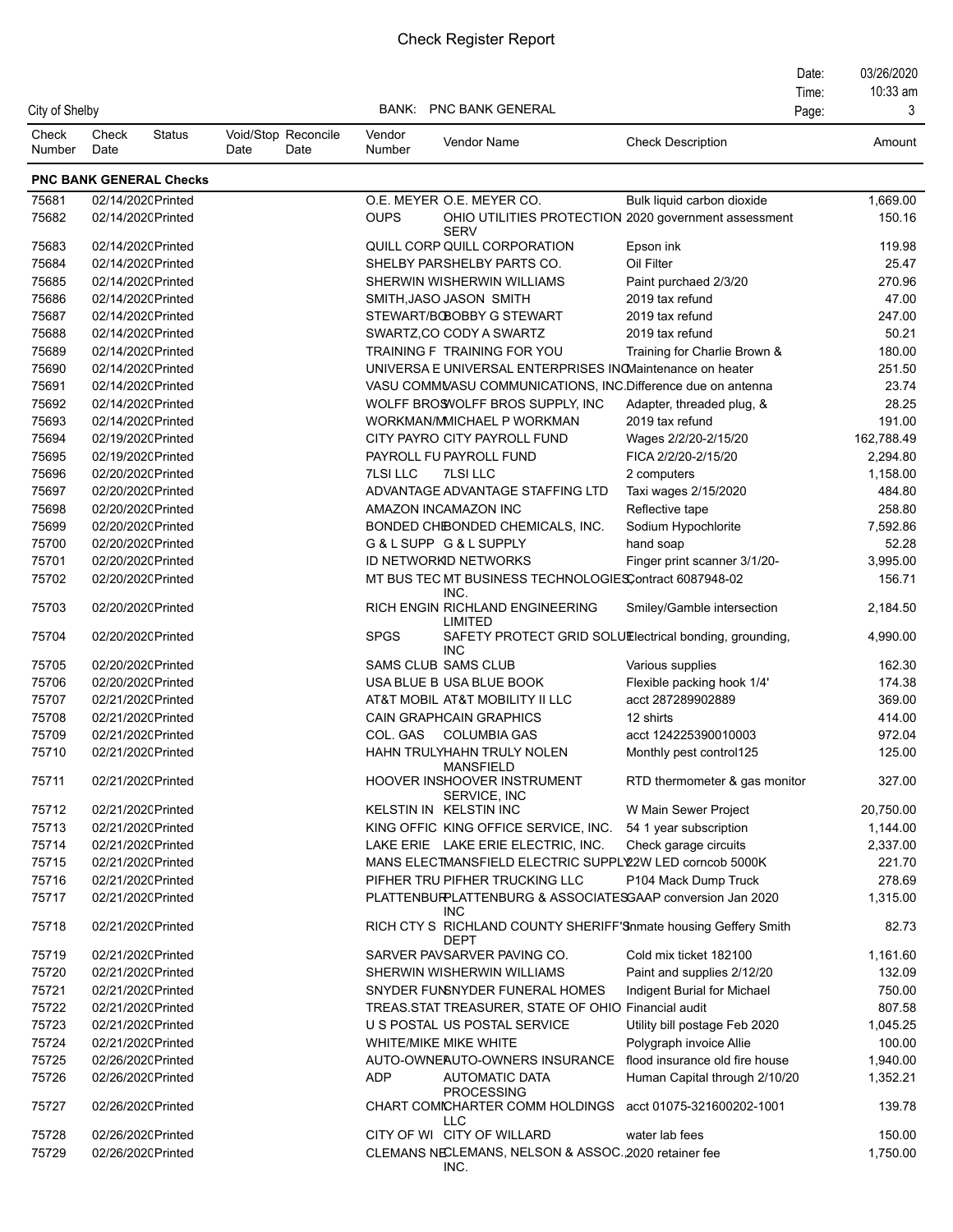# Check Register Report

City of Shelby

BANK: PNC BANK GENERAL

Date: 03/26/2020
Time: 10:33 am

| Check Number | Check Date | Status | Void/Stop Date | Reconcile Date | Vendor Number | Vendor Name | Check Description | Amount |
|---|---|---|---|---|---|---|---|---|
| **PNC BANK GENERAL Checks** | | | | | | | | |
| 75681 | 02/14/2020 | Printed | | | O.E. MEYER | O.E. MEYER CO. | Bulk liquid carbon dioxide | 1,669.00 |
| 75682 | 02/14/2020 | Printed | | | OUPS | OHIO UTILITIES PROTECTION SERV | 2020 government assessment | 150.16 |
| 75683 | 02/14/2020 | Printed | | | QUILL CORP | QUILL CORPORATION | Epson ink | 119.98 |
| 75684 | 02/14/2020 | Printed | | | SHELBY PAR | SHELBY PARTS CO. | Oil Filter | 25.47 |
| 75685 | 02/14/2020 | Printed | | | SHERWIN WI | SHERWIN WILLIAMS | Paint purchaed 2/3/20 | 270.96 |
| 75686 | 02/14/2020 | Printed | | | SMITH,JASO | JASON SMITH | 2019 tax refund | 47.00 |
| 75687 | 02/14/2020 | Printed | | | STEWART/BO | BOBBY G STEWART | 2019 tax refund | 247.00 |
| 75688 | 02/14/2020 | Printed | | | SWARTZ,CO | CODY A SWARTZ | 2019 tax refund | 50.21 |
| 75689 | 02/14/2020 | Printed | | | TRAINING F | TRAINING FOR YOU | Training for Charlie Brown & | 180.00 |
| 75690 | 02/14/2020 | Printed | | | UNIVERSA E | UNIVERSAL ENTERPRISES INC | Maintenance on heater | 251.50 |
| 75691 | 02/14/2020 | Printed | | | VASU COMM | VASU COMMUNICATIONS, INC. | Difference due on antenna | 23.74 |
| 75692 | 02/14/2020 | Printed | | | WOLFF BROS | WOLFF BROS SUPPLY, INC | Adapter, threaded plug, & | 28.25 |
| 75693 | 02/14/2020 | Printed | | | WORKMAN/M | MICHAEL P WORKMAN | 2019 tax refund | 191.00 |
| 75694 | 02/19/2020 | Printed | | | CITY PAYRO | CITY PAYROLL FUND | Wages 2/2/20-2/15/20 | 162,788.49 |
| 75695 | 02/19/2020 | Printed | | | PAYROLL FU | PAYROLL FUND | FICA 2/2/20-2/15/20 | 2,294.80 |
| 75696 | 02/20/2020 | Printed | | | 7LSI LLC | 7LSI LLC | 2 computers | 1,158.00 |
| 75697 | 02/20/2020 | Printed | | | ADVANTAGE | ADVANTAGE STAFFING LTD | Taxi wages 2/15/2020 | 484.80 |
| 75698 | 02/20/2020 | Printed | | | AMAZON INC | AMAZON INC | Reflective tape | 258.80 |
| 75699 | 02/20/2020 | Printed | | | BONDED CHE | BONDED CHEMICALS, INC. | Sodium Hypochlorite | 7,592.86 |
| 75700 | 02/20/2020 | Printed | | | G & L SUPP | G & L SUPPLY | hand soap | 52.28 |
| 75701 | 02/20/2020 | Printed | | | ID NETWORK | ID NETWORKS | Finger print scanner 3/1/20- | 3,995.00 |
| 75702 | 02/20/2020 | Printed | | | MT BUS TEC | MT BUSINESS TECHNOLOGIES, INC. | Contract 6087948-02 | 156.71 |
| 75703 | 02/20/2020 | Printed | | | RICH ENGIN | RICHLAND ENGINEERING LIMITED | Smiley/Gamble intersection | 2,184.50 |
| 75704 | 02/20/2020 | Printed | | | SPGS | SAFETY PROTECT GRID SOLUT INC | Electrical bonding, grounding, | 4,990.00 |
| 75705 | 02/20/2020 | Printed | | | SAMS CLUB | SAMS CLUB | Various supplies | 162.30 |
| 75706 | 02/20/2020 | Printed | | | USA BLUE B | USA BLUE BOOK | Flexible packing hook 1/4' | 174.38 |
| 75707 | 02/21/2020 | Printed | | | AT&T MOBIL | AT&T MOBILITY II LLC | acct 287289902889 | 369.00 |
| 75708 | 02/21/2020 | Printed | | | CAIN GRAPH | CAIN GRAPHICS | 12 shirts | 414.00 |
| 75709 | 02/21/2020 | Printed | | | COL. GAS | COLUMBIA GAS | acct 124225390010003 | 972.04 |
| 75710 | 02/21/2020 | Printed | | | HAHN TRULY | HAHN TRULY NOLEN MANSFIELD | Monthly pest control125 | 125.00 |
| 75711 | 02/21/2020 | Printed | | | HOOVER INS | HOOVER INSTRUMENT SERVICE, INC | RTD thermometer & gas monitor | 327.00 |
| 75712 | 02/21/2020 | Printed | | | KELSTIN IN | KELSTIN INC | W Main Sewer Project | 20,750.00 |
| 75713 | 02/21/2020 | Printed | | | KING OFFIC | KING OFFICE SERVICE, INC. | 54 1 year subscription | 1,144.00 |
| 75714 | 02/21/2020 | Printed | | | LAKE ERIE | LAKE ERIE ELECTRIC, INC. | Check garage circuits | 2,337.00 |
| 75715 | 02/21/2020 | Printed | | | MANS ELECT | MANSFIELD ELECTRIC SUPPLY | 22W LED corncob 5000K | 221.70 |
| 75716 | 02/21/2020 | Printed | | | PIFHER TRU | PIFHER TRUCKING LLC | P104 Mack Dump Truck | 278.69 |
| 75717 | 02/21/2020 | Printed | | | PLATTENBUR | PLATTENBURG & ASSOCIATES INC | GAAP conversion Jan 2020 | 1,315.00 |
| 75718 | 02/21/2020 | Printed | | | RICH CTY S | RICHLAND COUNTY SHERIFF'S DEPT | Inmate housing Geffery Smith | 82.73 |
| 75719 | 02/21/2020 | Printed | | | SARVER PAV | SARVER PAVING CO. | Cold mix ticket 182100 | 1,161.60 |
| 75720 | 02/21/2020 | Printed | | | SHERWIN WI | SHERWIN WILLIAMS | Paint and supplies 2/12/20 | 132.09 |
| 75721 | 02/21/2020 | Printed | | | SNYDER FUN | SNYDER FUNERAL HOMES | Indigent Burial for Michael | 750.00 |
| 75722 | 02/21/2020 | Printed | | | TREAS.STAT | TREASURER, STATE OF OHIO | Financial audit | 807.58 |
| 75723 | 02/21/2020 | Printed | | | U S POSTAL | US POSTAL SERVICE | Utility bill postage Feb 2020 | 1,045.25 |
| 75724 | 02/21/2020 | Printed | | | WHITE/MIKE | MIKE WHITE | Polygraph invoice Allie | 100.00 |
| 75725 | 02/26/2020 | Printed | | | AUTO-OWNE | AUTO-OWNERS INSURANCE | flood insurance old fire house | 1,940.00 |
| 75726 | 02/26/2020 | Printed | | | ADP | AUTOMATIC DATA PROCESSING | Human Capital through 2/10/20 | 1,352.21 |
| 75727 | 02/26/2020 | Printed | | | CHART COM | CHARTER COMM HOLDINGS LLC | acct 01075-321600202-1001 | 139.78 |
| 75728 | 02/26/2020 | Printed | | | CITY OF WI | CITY OF WILLARD | water lab fees | 150.00 |
| 75729 | 02/26/2020 | Printed | | | CLEMANS NE | CLEMANS, NELSON & ASSOC., INC. | 2020 retainer fee | 1,750.00 |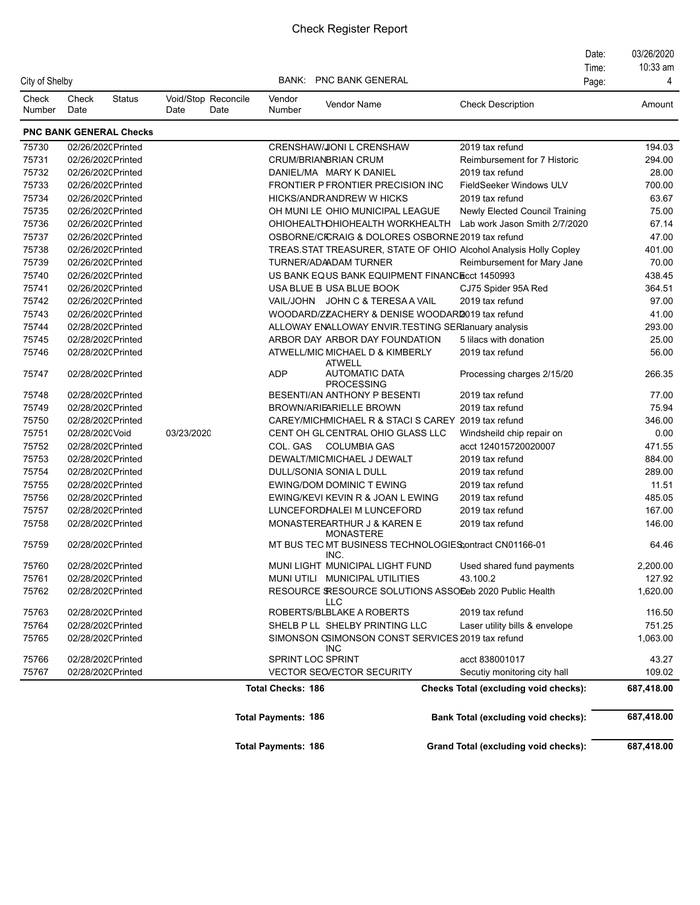# Check Register Report

City of Shelby

BANK: PNC BANK GENERAL

Date: 03/26/2020
Time: 10:33 am
Page: 4

| Check Number | Check Date | Status | Void/Stop Date | Reconcile Date | Vendor Number | Vendor Name | Check Description | Amount |
|---|---|---|---|---|---|---|---|---|
| **PNC BANK GENERAL Checks** | | | | | | | | |
| 75730 | 02/26/2020 | Printed | | | CRENSHAW/J | JONI L CRENSHAW | 2019 tax refund | 194.03 |
| 75731 | 02/26/2020 | Printed | | | CRUM/BRIAN | BRIAN CRUM | Reimbursement for 7 Historic | 294.00 |
| 75732 | 02/26/2020 | Printed | | | DANIEL/MA | MARY K DANIEL | 2019 tax refund | 28.00 |
| 75733 | 02/26/2020 | Printed | | | FRONTIER P | FRONTIER PRECISION INC | FieldSeeker Windows ULV | 700.00 |
| 75734 | 02/26/2020 | Printed | | | HICKS/ANDR | ANDREW W HICKS | 2019 tax refund | 63.67 |
| 75735 | 02/26/2020 | Printed | | | OH MUNI LE | OHIO MUNICIPAL LEAGUE | Newly Elected Council Training | 75.00 |
| 75736 | 02/26/2020 | Printed | | | OHIOHEALTH | OHIOHEALTH WORKHEALTH | Lab work Jason Smith 2/7/2020 | 67.14 |
| 75737 | 02/26/2020 | Printed | | | OSBORNE/CR | CRAIG & DOLORES OSBORNE | 2019 tax refund | 47.00 |
| 75738 | 02/26/2020 | Printed | | | TREAS.STAT | TREASURER, STATE OF OHIO | Alcohol Analysis Holly Copley | 401.00 |
| 75739 | 02/26/2020 | Printed | | | TURNER/ADA | ADAM TURNER | Reimbursement for Mary Jane | 70.00 |
| 75740 | 02/26/2020 | Printed | | | US BANK EQ | US BANK EQUIPMENT FINANCE | acct 1450993 | 438.45 |
| 75741 | 02/26/2020 | Printed | | | USA BLUE B | USA BLUE BOOK | CJ75 Spider 95A Red | 364.51 |
| 75742 | 02/26/2020 | Printed | | | VAIL/JOHN | JOHN C & TERESA A VAIL | 2019 tax refund | 97.00 |
| 75743 | 02/26/2020 | Printed | | | WOODARD/ZZ | ZACHERY & DENISE WOODARD | 2019 tax refund | 41.00 |
| 75744 | 02/28/2020 | Printed | | | ALLOWAY EN | ALLOWAY ENVIR.TESTING SER | January analysis | 293.00 |
| 75745 | 02/28/2020 | Printed | | | ARBOR DAY | ARBOR DAY FOUNDATION | 5 lilacs with donation | 25.00 |
| 75746 | 02/28/2020 | Printed | | | ATWELL/MIC | MICHAEL D & KIMBERLY ATWELL | 2019 tax refund | 56.00 |
| 75747 | 02/28/2020 | Printed | | | ADP | AUTOMATIC DATA PROCESSING | Processing charges 2/15/20 | 266.35 |
| 75748 | 02/28/2020 | Printed | | | BESENTI/AN | ANTHONY P BESENTI | 2019 tax refund | 77.00 |
| 75749 | 02/28/2020 | Printed | | | BROWN/ARIE | ARIELLE BROWN | 2019 tax refund | 75.94 |
| 75750 | 02/28/2020 | Printed | | | CAREY/MICH | MICHAEL R & STACI S CAREY | 2019 tax refund | 346.00 |
| 75751 | 02/28/2020 | Void | 03/23/2020 | | CENT OH GL | CENTRAL OHIO GLASS LLC | Windsheild chip repair on | 0.00 |
| 75752 | 02/28/2020 | Printed | | | COL. GAS | COLUMBIA GAS | acct 124015720020007 | 471.55 |
| 75753 | 02/28/2020 | Printed | | | DEWALT/MIC | MICHAEL J DEWALT | 2019 tax refund | 884.00 |
| 75754 | 02/28/2020 | Printed | | | DULL/SONIA | SONIA L DULL | 2019 tax refund | 289.00 |
| 75755 | 02/28/2020 | Printed | | | EWING/DOM | DOMINIC T EWING | 2019 tax refund | 11.51 |
| 75756 | 02/28/2020 | Printed | | | EWING/KEVI | KEVIN R & JOAN L EWING | 2019 tax refund | 485.05 |
| 75757 | 02/28/2020 | Printed | | | LUNCEFORD/ | HALEI M LUNCEFORD | 2019 tax refund | 167.00 |
| 75758 | 02/28/2020 | Printed | | | MONASTERE | ARTHUR J & KAREN E MONASTERE | 2019 tax refund | 146.00 |
| 75759 | 02/28/2020 | Printed | | | MT BUS TEC | MT BUSINESS TECHNOLOGIES, INC. | contract CN01166-01 | 64.46 |
| 75760 | 02/28/2020 | Printed | | | MUNI LIGHT | MUNICIPAL LIGHT FUND | Used shared fund payments | 2,200.00 |
| 75761 | 02/28/2020 | Printed | | | MUNI UTILI | MUNICIPAL UTILITIES | 43.100.2 | 127.92 |
| 75762 | 02/28/2020 | Printed | | | RESOURCE S | RESOURCE SOLUTIONS ASSOC LLC | Feb 2020 Public Health | 1,620.00 |
| 75763 | 02/28/2020 | Printed | | | ROBERTS/BL | BLAKE A ROBERTS | 2019 tax refund | 116.50 |
| 75764 | 02/28/2020 | Printed | | | SHELB P LL | SHELBY PRINTING LLC | Laser utility bills & envelope | 751.25 |
| 75765 | 02/28/2020 | Printed | | | SIMONSON C | SIMONSON CONST SERVICES INC | 2019 tax refund | 1,063.00 |
| 75766 | 02/28/2020 | Printed | | | SPRINT LOC | SPRINT | acct 838001017 | 43.27 |
| 75767 | 02/28/2020 | Printed | | | VECTOR SEC | VECTOR SECURITY | Secutiy monitoring city hall | 109.02 |

| | |
|---|---|
| Total Checks: 186 | Checks Total (excluding void checks): 687,418.00 |
| Total Payments: 186 | Bank Total (excluding void checks): 687,418.00 |
| Total Payments: 186 | Grand Total (excluding void checks): 687,418.00 |